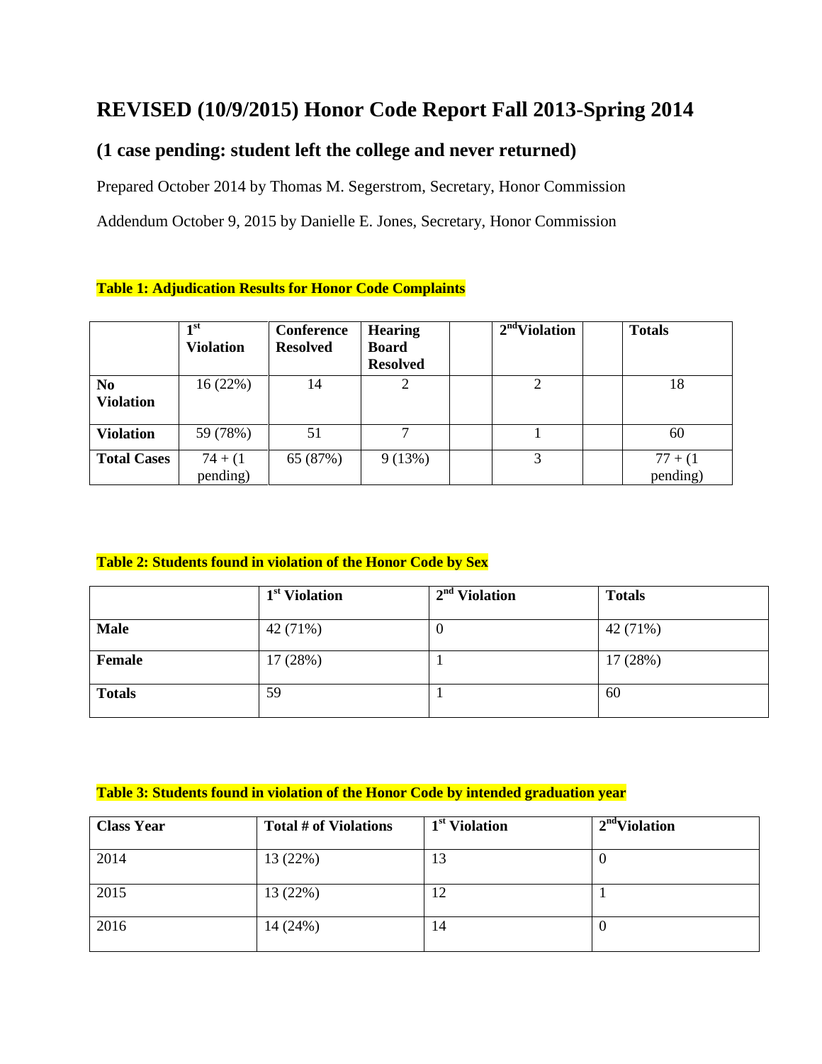# REVISED (10/9/2015) Honor Code Report Fall 2013-Spring 2014

## (1 case pending: student left the college and never returned)

Prepared October 2014 by Thomas M. Segerstrom, Secretary, Honor Commission

Addendum October 9, 2015 by Danielle E. Jones, Secretary, Honor Commission

**Table 1: Adjudication Results for Honor Code Complaints**

| | 1st Violation | Conference Resolved | Hearing Board Resolved | | 2nd Violation | | Totals |
|---|---|---|---|---|---|---|---|
| **No Violation** | 16 (22%) | 14 | 2 | | 2 | | 18 |
| **Violation** | 59 (78%) | 51 | 7 | | 1 | | 60 |
| **Total Cases** | 74 + (1 pending) | 65 (87%) | 9 (13%) | | 3 | | 77 + (1 pending) |

**Table 2: Students found in violation of the Honor Code by Sex**

| | 1st Violation | 2nd Violation | Totals |
|---|---|---|---|
| **Male** | 42 (71%) | 0 | 42 (71%) |
| **Female** | 17 (28%) | 1 | 17 (28%) |
| **Totals** | 59 | 1 | 60 |

**Table 3: Students found in violation of the Honor Code by intended graduation year**

| Class Year | Total # of Violations | 1st Violation | 2nd Violation |
|---|---|---|---|
| 2014 | 13 (22%) | 13 | 0 |
| 2015 | 13 (22%) | 12 | 1 |
| 2016 | 14 (24%) | 14 | 0 |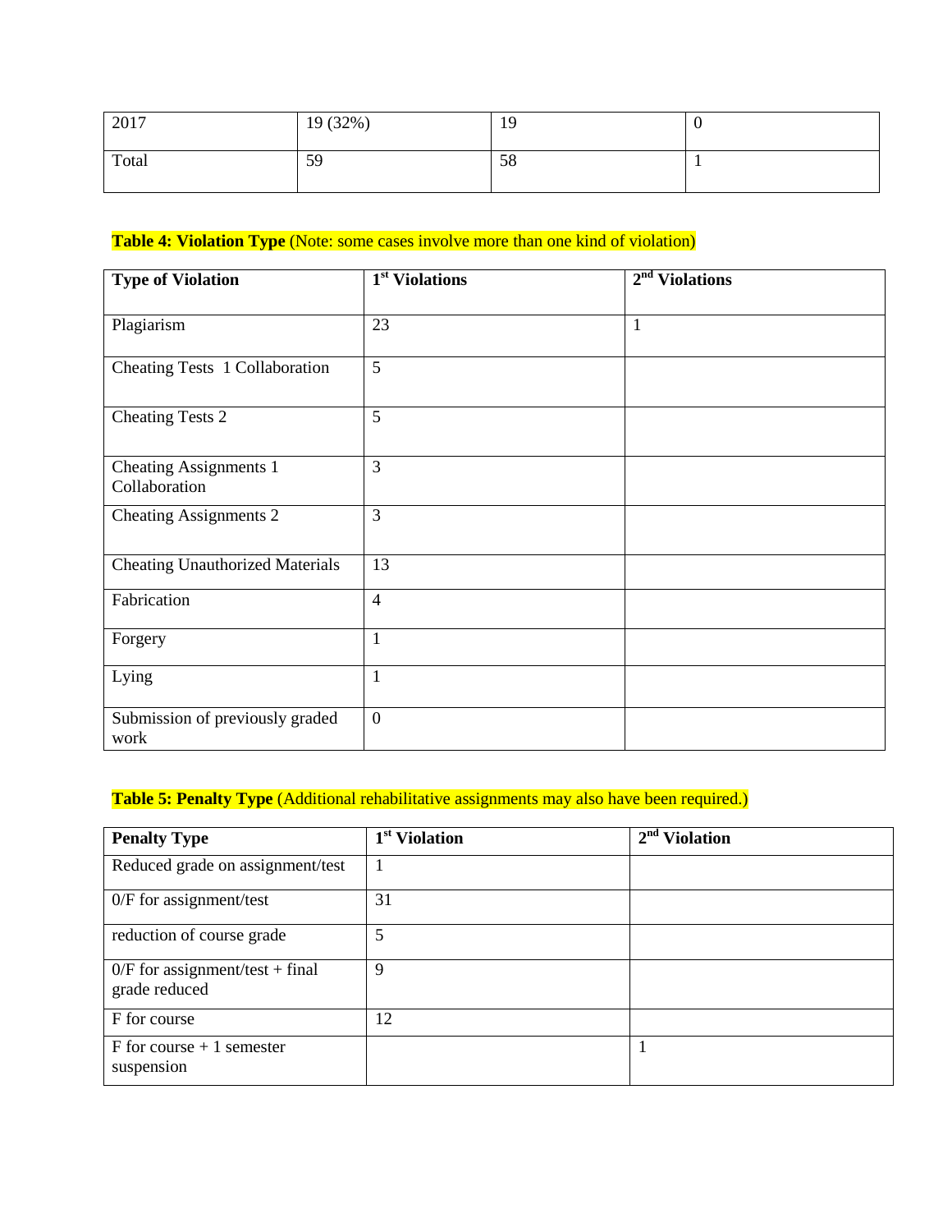| 2017 | 19 (32%) | 19 | 0 |
|---|---|---|---|
| Total | 59 | 58 | 1 |

**Table 4: Violation Type** (Note: some cases involve more than one kind of violation)

| Type of Violation | 1st Violations | 2nd Violations |
|---|---|---|
| Plagiarism | 23 | 1 |
| Cheating Tests 1 Collaboration | 5 | |
| Cheating Tests 2 | 5 | |
| Cheating Assignments 1 Collaboration | 3 | |
| Cheating Assignments 2 | 3 | |
| Cheating Unauthorized Materials | 13 | |
| Fabrication | 4 | |
| Forgery | 1 | |
| Lying | 1 | |
| Submission of previously graded work | 0 | |

**Table 5: Penalty Type** (Additional rehabilitative assignments may also have been required.)

| Penalty Type | 1st Violation | 2nd Violation |
|---|---|---|
| Reduced grade on assignment/test | 1 | |
| 0/F for assignment/test | 31 | |
| reduction of course grade | 5 | |
| 0/F for assignment/test + final grade reduced | 9 | |
| F for course | 12 | |
| F for course + 1 semester suspension | | 1 |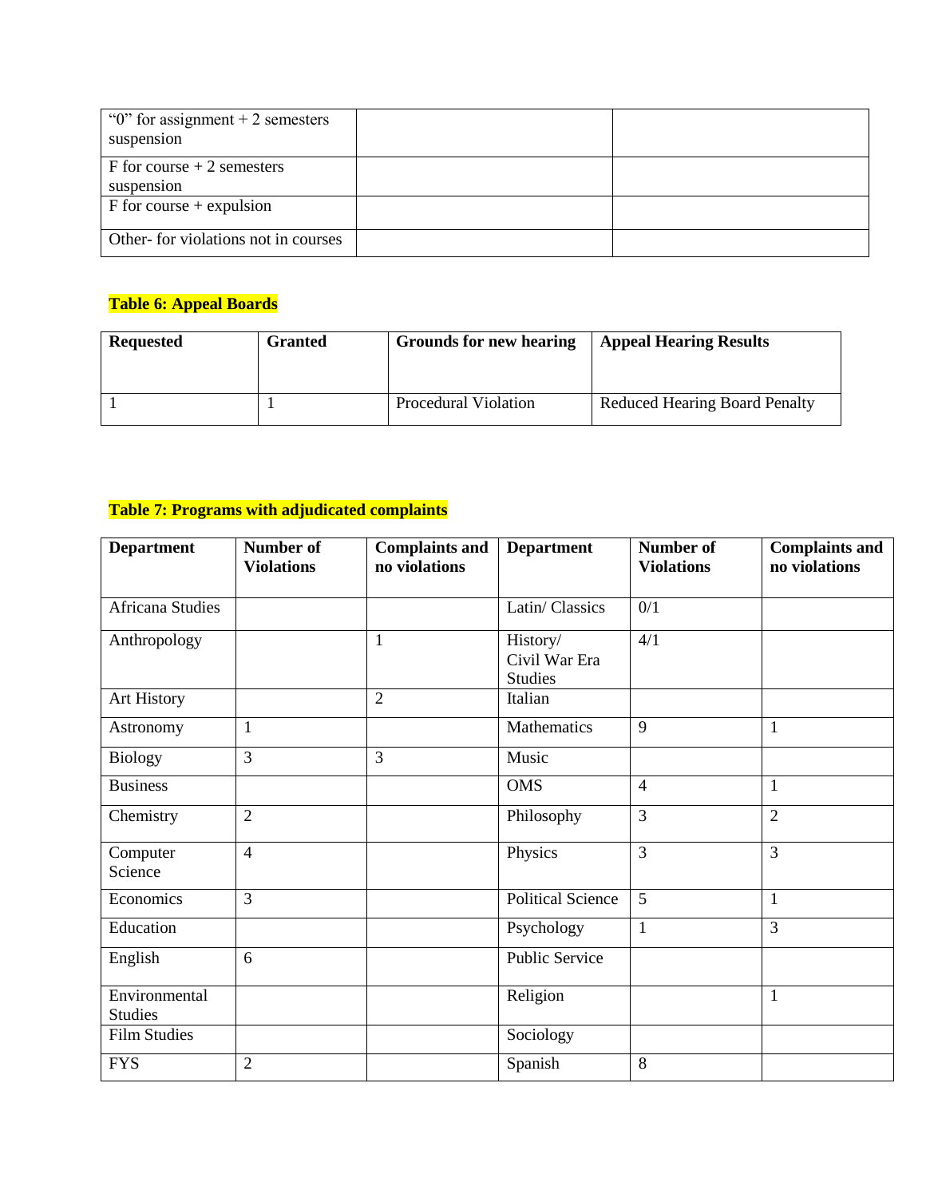| "0" for assignment + 2 semesters suspension | | |
|---|---|---|
| F for course + 2 semesters suspension | | |
| F for course + expulsion | | |
| Other- for violations not in courses | | |

**Table 6: Appeal Boards**

| Requested | Granted | Grounds for new hearing | Appeal Hearing Results |
|---|---|---|---|
| 1 | 1 | Procedural Violation | Reduced Hearing Board Penalty |

**Table 7: Programs with adjudicated complaints**

| Department | Number of Violations | Complaints and no violations | Department | Number of Violations | Complaints and no violations |
|---|---|---|---|---|---|
| Africana Studies | | | Latin/ Classics | 0/1 | |
| Anthropology | | 1 | History/ Civil War Era Studies | 4/1 | |
| Art History | | 2 | Italian | | |
| Astronomy | 1 | | Mathematics | 9 | 1 |
| Biology | 3 | 3 | Music | | |
| Business | | | OMS | 4 | 1 |
| Chemistry | 2 | | Philosophy | 3 | 2 |
| Computer Science | 4 | | Physics | 3 | 3 |
| Economics | 3 | | Political Science | 5 | 1 |
| Education | | | Psychology | 1 | 3 |
| English | 6 | | Public Service | | |
| Environmental Studies | | | Religion | | 1 |
| Film Studies | | | Sociology | | |
| FYS | 2 | | Spanish | 8 | |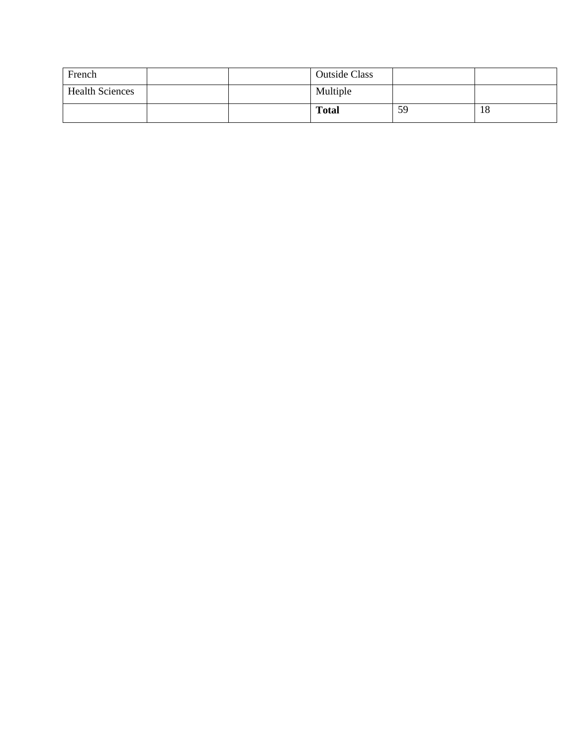| | | | | | |
|---|---|---|---|---|---|
| French | | | Outside Class | | |
| Health Sciences | | | Multiple | | |
| | | | **Total** | 59 | 18 |